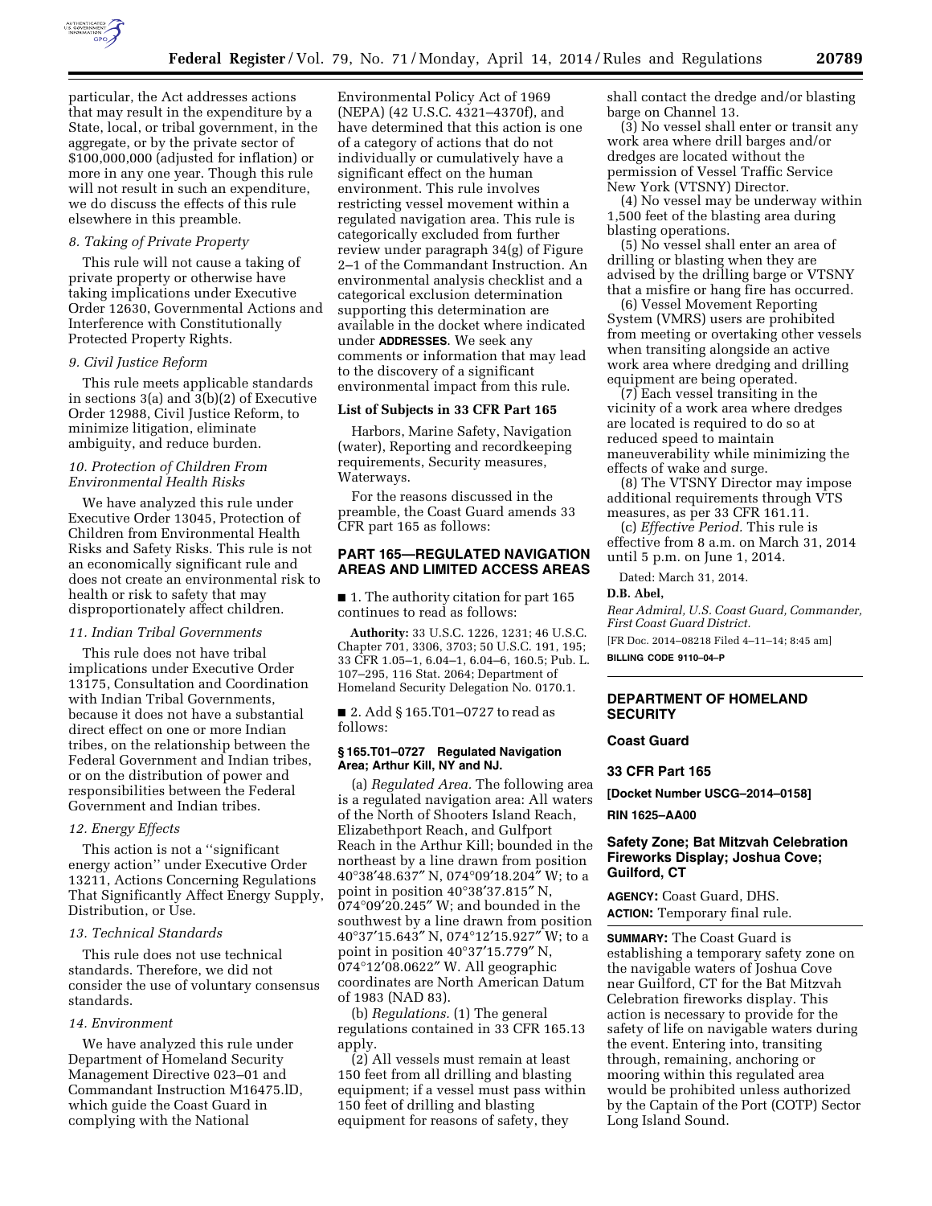particular, the Act addresses actions that may result in the expenditure by a State, local, or tribal government, in the aggregate, or by the private sector of $100,000,000 (adjusted for inflation) or more in any one year. Though this rule will not result in such an expenditure, we do discuss the effects of this rule elsewhere in this preamble.

*8. Taking of Private Property*

This rule will not cause a taking of private property or otherwise have taking implications under Executive Order 12630, Governmental Actions and Interference with Constitutionally Protected Property Rights.

*9. Civil Justice Reform*

This rule meets applicable standards in sections 3(a) and 3(b)(2) of Executive Order 12988, Civil Justice Reform, to minimize litigation, eliminate ambiguity, and reduce burden.

*10. Protection of Children From Environmental Health Risks*

We have analyzed this rule under Executive Order 13045, Protection of Children from Environmental Health Risks and Safety Risks. This rule is not an economically significant rule and does not create an environmental risk to health or risk to safety that may disproportionately affect children.

*11. Indian Tribal Governments*

This rule does not have tribal implications under Executive Order 13175, Consultation and Coordination with Indian Tribal Governments, because it does not have a substantial direct effect on one or more Indian tribes, on the relationship between the Federal Government and Indian tribes, or on the distribution of power and responsibilities between the Federal Government and Indian tribes.

*12. Energy Effects*

This action is not a ''significant energy action'' under Executive Order 13211, Actions Concerning Regulations That Significantly Affect Energy Supply, Distribution, or Use.

*13. Technical Standards*

This rule does not use technical standards. Therefore, we did not consider the use of voluntary consensus standards.

*14. Environment*

We have analyzed this rule under Department of Homeland Security Management Directive 023–01 and Commandant Instruction M16475.lD, which guide the Coast Guard in complying with the National Environmental Policy Act of 1969 (NEPA) (42 U.S.C. 4321–4370f), and have determined that this action is one of a category of actions that do not individually or cumulatively have a significant effect on the human environment. This rule involves restricting vessel movement within a regulated navigation area. This rule is categorically excluded from further review under paragraph 34(g) of Figure 2–1 of the Commandant Instruction. An environmental analysis checklist and a categorical exclusion determination supporting this determination are available in the docket where indicated under **ADDRESSES**. We seek any comments or information that may lead to the discovery of a significant environmental impact from this rule.

**List of Subjects in 33 CFR Part 165**

Harbors, Marine Safety, Navigation (water), Reporting and recordkeeping requirements, Security measures, Waterways.

For the reasons discussed in the preamble, the Coast Guard amends 33 CFR part 165 as follows:

## PART 165—REGULATED NAVIGATION AREAS AND LIMITED ACCESS AREAS

■ 1. The authority citation for part 165 continues to read as follows:

**Authority:** 33 U.S.C. 1226, 1231; 46 U.S.C. Chapter 701, 3306, 3703; 50 U.S.C. 191, 195; 33 CFR 1.05–1, 6.04–1, 6.04–6, 160.5; Pub. L. 107–295, 116 Stat. 2064; Department of Homeland Security Delegation No. 0170.1.

■ 2. Add § 165.T01–0727 to read as follows:

**§ 165.T01–0727 Regulated Navigation Area; Arthur Kill, NY and NJ.**

(a) *Regulated Area.* The following area is a regulated navigation area: All waters of the North of Shooters Island Reach, Elizabethport Reach, and Gulfport Reach in the Arthur Kill; bounded in the northeast by a line drawn from position 40°38′48.637″ N, 074°09′18.204″ W; to a point in position 40°38′37.815″ N, 074°09′20.245″ W; and bounded in the southwest by a line drawn from position 40°37′15.643″ N, 074°12′15.927″ W; to a point in position 40°37′15.779″ N, 074°12′08.0622″ W. All geographic coordinates are North American Datum of 1983 (NAD 83).

(b) *Regulations.* (1) The general regulations contained in 33 CFR 165.13 apply.

(2) All vessels must remain at least 150 feet from all drilling and blasting equipment; if a vessel must pass within 150 feet of drilling and blasting equipment for reasons of safety, they shall contact the dredge and/or blasting barge on Channel 13.

(3) No vessel shall enter or transit any work area where drill barges and/or dredges are located without the permission of Vessel Traffic Service New York (VTSNY) Director.

(4) No vessel may be underway within 1,500 feet of the blasting area during blasting operations.

(5) No vessel shall enter an area of drilling or blasting when they are advised by the drilling barge or VTSNY that a misfire or hang fire has occurred.

(6) Vessel Movement Reporting System (VMRS) users are prohibited from meeting or overtaking other vessels when transiting alongside an active work area where dredging and drilling equipment are being operated.

(7) Each vessel transiting in the vicinity of a work area where dredges are located is required to do so at reduced speed to maintain maneuverability while minimizing the effects of wake and surge.

(8) The VTSNY Director may impose additional requirements through VTS measures, as per 33 CFR 161.11.

(c) *Effective Period.* This rule is effective from 8 a.m. on March 31, 2014 until 5 p.m. on June 1, 2014.

Dated: March 31, 2014.

**D.B. Abel,**

*Rear Admiral, U.S. Coast Guard, Commander, First Coast Guard District.*

[FR Doc. 2014–08218 Filed 4–11–14; 8:45 am]

**BILLING CODE 9110–04–P**

---

## DEPARTMENT OF HOMELAND SECURITY

### Coast Guard

### 33 CFR Part 165

**[Docket Number USCG–2014–0158]**

**RIN 1625–AA00**

## Safety Zone; Bat Mitzvah Celebration Fireworks Display; Joshua Cove; Guilford, CT

**AGENCY:** Coast Guard, DHS.

**ACTION:** Temporary final rule.

**SUMMARY:** The Coast Guard is establishing a temporary safety zone on the navigable waters of Joshua Cove near Guilford, CT for the Bat Mitzvah Celebration fireworks display. This action is necessary to provide for the safety of life on navigable waters during the event. Entering into, transiting through, remaining, anchoring or mooring within this regulated area would be prohibited unless authorized by the Captain of the Port (COTP) Sector Long Island Sound.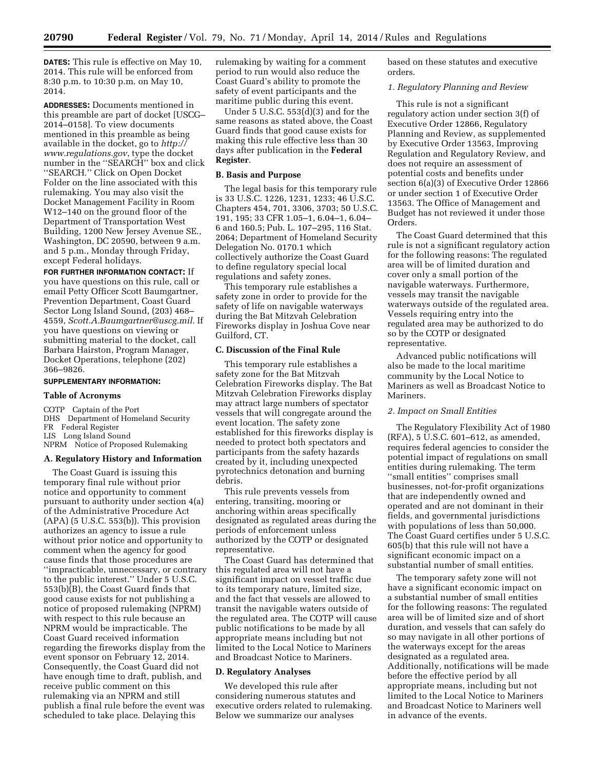**DATES:** This rule is effective on May 10, 2014. This rule will be enforced from 8:30 p.m. to 10:30 p.m. on May 10, 2014.

**ADDRESSES:** Documents mentioned in this preamble are part of docket [USCG–2014–0158]. To view documents mentioned in this preamble as being available in the docket, go to *http://www.regulations.gov*, type the docket number in the ''SEARCH'' box and click ''SEARCH.'' Click on Open Docket Folder on the line associated with this rulemaking. You may also visit the Docket Management Facility in Room W12–140 on the ground floor of the Department of Transportation West Building, 1200 New Jersey Avenue SE., Washington, DC 20590, between 9 a.m. and 5 p.m., Monday through Friday, except Federal holidays.

**FOR FURTHER INFORMATION CONTACT:** If you have questions on this rule, call or email Petty Officer Scott Baumgartner, Prevention Department, Coast Guard Sector Long Island Sound, (203) 468–4559, *Scott.A.Baumgartner@uscg.mil.* If you have questions on viewing or submitting material to the docket, call Barbara Hairston, Program Manager, Docket Operations, telephone (202) 366–9826.

**SUPPLEMENTARY INFORMATION:**

**Table of Acronyms**

COTP Captain of the Port
DHS Department of Homeland Security
FR Federal Register
LIS Long Island Sound
NPRM Notice of Proposed Rulemaking

**A. Regulatory History and Information**

The Coast Guard is issuing this temporary final rule without prior notice and opportunity to comment pursuant to authority under section 4(a) of the Administrative Procedure Act (APA) (5 U.S.C. 553(b)). This provision authorizes an agency to issue a rule without prior notice and opportunity to comment when the agency for good cause finds that those procedures are ''impracticable, unnecessary, or contrary to the public interest.'' Under 5 U.S.C. 553(b)(B), the Coast Guard finds that good cause exists for not publishing a notice of proposed rulemaking (NPRM) with respect to this rule because an NPRM would be impracticable. The Coast Guard received information regarding the fireworks display from the event sponsor on February 12, 2014. Consequently, the Coast Guard did not have enough time to draft, publish, and receive public comment on this rulemaking via an NPRM and still publish a final rule before the event was scheduled to take place. Delaying this rulemaking by waiting for a comment period to run would also reduce the Coast Guard's ability to promote the safety of event participants and the maritime public during this event.

Under 5 U.S.C. 553(d)(3) and for the same reasons as stated above, the Coast Guard finds that good cause exists for making this rule effective less than 30 days after publication in the **Federal Register**.

**B. Basis and Purpose**

The legal basis for this temporary rule is 33 U.S.C. 1226, 1231, 1233; 46 U.S.C. Chapters 454, 701, 3306, 3703; 50 U.S.C. 191, 195; 33 CFR 1.05–1, 6.04–1, 6.04–6 and 160.5; Pub. L. 107–295, 116 Stat. 2064; Department of Homeland Security Delegation No. 0170.1 which collectively authorize the Coast Guard to define regulatory special local regulations and safety zones.

This temporary rule establishes a safety zone in order to provide for the safety of life on navigable waterways during the Bat Mitzvah Celebration Fireworks display in Joshua Cove near Guilford, CT.

**C. Discussion of the Final Rule**

This temporary rule establishes a safety zone for the Bat Mitzvah Celebration Fireworks display. The Bat Mitzvah Celebration Fireworks display may attract large numbers of spectator vessels that will congregate around the event location. The safety zone established for this fireworks display is needed to protect both spectators and participants from the safety hazards created by it, including unexpected pyrotechnics detonation and burning debris.

This rule prevents vessels from entering, transiting, mooring or anchoring within areas specifically designated as regulated areas during the periods of enforcement unless authorized by the COTP or designated representative.

The Coast Guard has determined that this regulated area will not have a significant impact on vessel traffic due to its temporary nature, limited size, and the fact that vessels are allowed to transit the navigable waters outside of the regulated area. The COTP will cause public notifications to be made by all appropriate means including but not limited to the Local Notice to Mariners and Broadcast Notice to Mariners.

**D. Regulatory Analyses**

We developed this rule after considering numerous statutes and executive orders related to rulemaking. Below we summarize our analyses based on these statutes and executive orders.

*1. Regulatory Planning and Review*

This rule is not a significant regulatory action under section 3(f) of Executive Order 12866, Regulatory Planning and Review, as supplemented by Executive Order 13563, Improving Regulation and Regulatory Review, and does not require an assessment of potential costs and benefits under section 6(a)(3) of Executive Order 12866 or under section 1 of Executive Order 13563. The Office of Management and Budget has not reviewed it under those Orders.

The Coast Guard determined that this rule is not a significant regulatory action for the following reasons: The regulated area will be of limited duration and cover only a small portion of the navigable waterways. Furthermore, vessels may transit the navigable waterways outside of the regulated area. Vessels requiring entry into the regulated area may be authorized to do so by the COTP or designated representative.

Advanced public notifications will also be made to the local maritime community by the Local Notice to Mariners as well as Broadcast Notice to Mariners.

*2. Impact on Small Entities*

The Regulatory Flexibility Act of 1980 (RFA), 5 U.S.C. 601–612, as amended, requires federal agencies to consider the potential impact of regulations on small entities during rulemaking. The term ''small entities'' comprises small businesses, not-for-profit organizations that are independently owned and operated and are not dominant in their fields, and governmental jurisdictions with populations of less than 50,000. The Coast Guard certifies under 5 U.S.C. 605(b) that this rule will not have a significant economic impact on a substantial number of small entities.

The temporary safety zone will not have a significant economic impact on a substantial number of small entities for the following reasons: The regulated area will be of limited size and of short duration, and vessels that can safely do so may navigate in all other portions of the waterways except for the areas designated as a regulated area. Additionally, notifications will be made before the effective period by all appropriate means, including but not limited to the Local Notice to Mariners and Broadcast Notice to Mariners well in advance of the events.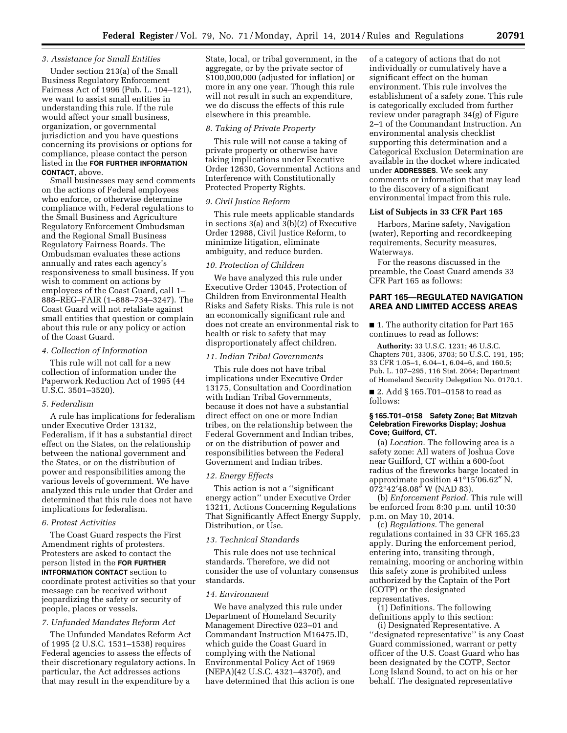### 3. Assistance for Small Entities

Under section 213(a) of the Small Business Regulatory Enforcement Fairness Act of 1996 (Pub. L. 104–121), we want to assist small entities in understanding this rule. If the rule would affect your small business, organization, or governmental jurisdiction and you have questions concerning its provisions or options for compliance, please contact the person listed in the **FOR FURTHER INFORMATION CONTACT**, above.

Small businesses may send comments on the actions of Federal employees who enforce, or otherwise determine compliance with, Federal regulations to the Small Business and Agriculture Regulatory Enforcement Ombudsman and the Regional Small Business Regulatory Fairness Boards. The Ombudsman evaluates these actions annually and rates each agency's responsiveness to small business. If you wish to comment on actions by employees of the Coast Guard, call 1–888–REG–FAIR (1–888–734–3247). The Coast Guard will not retaliate against small entities that question or complain about this rule or any policy or action of the Coast Guard.

### 4. Collection of Information

This rule will not call for a new collection of information under the Paperwork Reduction Act of 1995 (44 U.S.C. 3501–3520).

### 5. Federalism

A rule has implications for federalism under Executive Order 13132, Federalism, if it has a substantial direct effect on the States, on the relationship between the national government and the States, or on the distribution of power and responsibilities among the various levels of government. We have analyzed this rule under that Order and determined that this rule does not have implications for federalism.

### 6. Protest Activities

The Coast Guard respects the First Amendment rights of protesters. Protesters are asked to contact the person listed in the **FOR FURTHER INTFORMATION CONTACT** section to coordinate protest activities so that your message can be received without jeopardizing the safety or security of people, places or vessels.

### 7. Unfunded Mandates Reform Act

The Unfunded Mandates Reform Act of 1995 (2 U.S.C. 1531–1538) requires Federal agencies to assess the effects of their discretionary regulatory actions. In particular, the Act addresses actions that may result in the expenditure by a State, local, or tribal government, in the aggregate, or by the private sector of $100,000,000 (adjusted for inflation) or more in any one year. Though this rule will not result in such an expenditure, we do discuss the effects of this rule elsewhere in this preamble.

### 8. Taking of Private Property

This rule will not cause a taking of private property or otherwise have taking implications under Executive Order 12630, Governmental Actions and Interference with Constitutionally Protected Property Rights.

### 9. Civil Justice Reform

This rule meets applicable standards in sections 3(a) and 3(b)(2) of Executive Order 12988, Civil Justice Reform, to minimize litigation, eliminate ambiguity, and reduce burden.

### 10. Protection of Children

We have analyzed this rule under Executive Order 13045, Protection of Children from Environmental Health Risks and Safety Risks. This rule is not an economically significant rule and does not create an environmental risk to health or risk to safety that may disproportionately affect children.

### 11. Indian Tribal Governments

This rule does not have tribal implications under Executive Order 13175, Consultation and Coordination with Indian Tribal Governments, because it does not have a substantial direct effect on one or more Indian tribes, on the relationship between the Federal Government and Indian tribes, or on the distribution of power and responsibilities between the Federal Government and Indian tribes.

### 12. Energy Effects

This action is not a ''significant energy action'' under Executive Order 13211, Actions Concerning Regulations That Significantly Affect Energy Supply, Distribution, or Use.

### 13. Technical Standards

This rule does not use technical standards. Therefore, we did not consider the use of voluntary consensus standards.

### 14. Environment

We have analyzed this rule under Department of Homeland Security Management Directive 023–01 and Commandant Instruction M16475.lD, which guide the Coast Guard in complying with the National Environmental Policy Act of 1969 (NEPA)(42 U.S.C. 4321–4370f), and have determined that this action is one of a category of actions that do not individually or cumulatively have a significant effect on the human environment. This rule involves the establishment of a safety zone. This rule is categorically excluded from further review under paragraph 34(g) of Figure 2–1 of the Commandant Instruction. An environmental analysis checklist supporting this determination and a Categorical Exclusion Determination are available in the docket where indicated under **ADDRESSES**. We seek any comments or information that may lead to the discovery of a significant environmental impact from this rule.

### List of Subjects in 33 CFR Part 165

Harbors, Marine safety, Navigation (water), Reporting and recordkeeping requirements, Security measures, Waterways.

For the reasons discussed in the preamble, the Coast Guard amends 33 CFR Part 165 as follows:

## PART 165—REGULATED NAVIGATION AREA AND LIMITED ACCESS AREAS

■ 1. The authority citation for Part 165 continues to read as follows:

**Authority:** 33 U.S.C. 1231; 46 U.S.C. Chapters 701, 3306, 3703; 50 U.S.C. 191, 195; 33 CFR 1.05–1, 6.04–1, 6.04–6, and 160.5; Pub. L. 107–295, 116 Stat. 2064; Department of Homeland Security Delegation No. 0170.1.

■ 2. Add § 165.T01–0158 to read as follows:

#### § 165.T01–0158 Safety Zone; Bat Mitzvah Celebration Fireworks Display; Joshua Cove; Guilford, CT.

(a) *Location.* The following area is a safety zone: All waters of Joshua Cove near Guilford, CT within a 600-foot radius of the fireworks barge located in approximate position 41°15′06.62″ N, 072°42′48.08″ W (NAD 83).

(b) *Enforcement Period.* This rule will be enforced from 8:30 p.m. until 10:30 p.m. on May 10, 2014.

(c) *Regulations.* The general regulations contained in 33 CFR 165.23 apply. During the enforcement period, entering into, transiting through, remaining, mooring or anchoring within this safety zone is prohibited unless authorized by the Captain of the Port (COTP) or the designated representatives.

(1) Definitions. The following definitions apply to this section:

(i) Designated Representative. A ''designated representative'' is any Coast Guard commissioned, warrant or petty officer of the U.S. Coast Guard who has been designated by the COTP, Sector Long Island Sound, to act on his or her behalf. The designated representative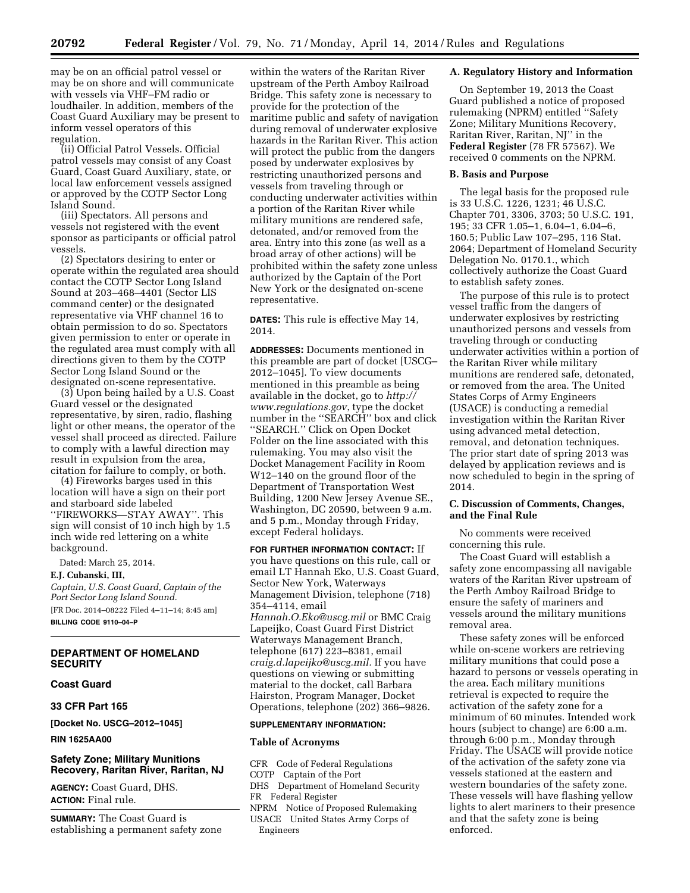may be on an official patrol vessel or may be on shore and will communicate with vessels via VHF–FM radio or loudhailer. In addition, members of the Coast Guard Auxiliary may be present to inform vessel operators of this regulation.

(ii) Official Patrol Vessels. Official patrol vessels may consist of any Coast Guard, Coast Guard Auxiliary, state, or local law enforcement vessels assigned or approved by the COTP Sector Long Island Sound.

(iii) Spectators. All persons and vessels not registered with the event sponsor as participants or official patrol vessels.

(2) Spectators desiring to enter or operate within the regulated area should contact the COTP Sector Long Island Sound at 203–468–4401 (Sector LIS command center) or the designated representative via VHF channel 16 to obtain permission to do so. Spectators given permission to enter or operate in the regulated area must comply with all directions given to them by the COTP Sector Long Island Sound or the designated on-scene representative.

(3) Upon being hailed by a U.S. Coast Guard vessel or the designated representative, by siren, radio, flashing light or other means, the operator of the vessel shall proceed as directed. Failure to comply with a lawful direction may result in expulsion from the area, citation for failure to comply, or both.

(4) Fireworks barges used in this location will have a sign on their port and starboard side labeled ''FIREWORKS—STAY AWAY''. This sign will consist of 10 inch high by 1.5 inch wide red lettering on a white background.

Dated: March 25, 2014.

**E.J. Cubanski, III,**

*Captain, U.S. Coast Guard, Captain of the Port Sector Long Island Sound.*

[FR Doc. 2014–08222 Filed 4–11–14; 8:45 am]

**BILLING CODE 9110–04–P**

---

## DEPARTMENT OF HOMELAND SECURITY

### Coast Guard

### 33 CFR Part 165

**[Docket No. USCG–2012–1045]**

**RIN 1625AA00**

### Safety Zone; Military Munitions Recovery, Raritan River, Raritan, NJ

**AGENCY:** Coast Guard, DHS.

**ACTION:** Final rule.

**SUMMARY:** The Coast Guard is establishing a permanent safety zone within the waters of the Raritan River upstream of the Perth Amboy Railroad Bridge. This safety zone is necessary to provide for the protection of the maritime public and safety of navigation during removal of underwater explosive hazards in the Raritan River. This action will protect the public from the dangers posed by underwater explosives by restricting unauthorized persons and vessels from traveling through or conducting underwater activities within a portion of the Raritan River while military munitions are rendered safe, detonated, and/or removed from the area. Entry into this zone (as well as a broad array of other actions) will be prohibited within the safety zone unless authorized by the Captain of the Port New York or the designated on-scene representative.

**DATES:** This rule is effective May 14, 2014.

**ADDRESSES:** Documents mentioned in this preamble are part of docket [USCG–2012–1045]. To view documents mentioned in this preamble as being available in the docket, go to *http://www.regulations.gov*, type the docket number in the ''SEARCH'' box and click ''SEARCH.'' Click on Open Docket Folder on the line associated with this rulemaking. You may also visit the Docket Management Facility in Room W12–140 on the ground floor of the Department of Transportation West Building, 1200 New Jersey Avenue SE., Washington, DC 20590, between 9 a.m. and 5 p.m., Monday through Friday, except Federal holidays.

**FOR FURTHER INFORMATION CONTACT:** If you have questions on this rule, call or email LT Hannah Eko, U.S. Coast Guard, Sector New York, Waterways Management Division, telephone (718) 354–4114, email *Hannah.O.Eko@uscg.mil* or BMC Craig Lapeijko, Coast Guard First District Waterways Management Branch, telephone (617) 223–8381, email *craig.d.lapeijko@uscg.mil.* If you have questions on viewing or submitting material to the docket, call Barbara Hairston, Program Manager, Docket Operations, telephone (202) 366–9826.

**SUPPLEMENTARY INFORMATION:**

**Table of Acronyms**

CFR Code of Federal Regulations
COTP Captain of the Port
DHS Department of Homeland Security
FR Federal Register
NPRM Notice of Proposed Rulemaking
USACE United States Army Corps of Engineers

**A. Regulatory History and Information**

On September 19, 2013 the Coast Guard published a notice of proposed rulemaking (NPRM) entitled ''Safety Zone; Military Munitions Recovery, Raritan River, Raritan, NJ'' in the **Federal Register** (78 FR 57567). We received 0 comments on the NPRM.

**B. Basis and Purpose**

The legal basis for the proposed rule is 33 U.S.C. 1226, 1231; 46 U.S.C. Chapter 701, 3306, 3703; 50 U.S.C. 191, 195; 33 CFR 1.05–1, 6.04–1, 6.04–6, 160.5; Public Law 107–295, 116 Stat. 2064; Department of Homeland Security Delegation No. 0170.1., which collectively authorize the Coast Guard to establish safety zones.

The purpose of this rule is to protect vessel traffic from the dangers of underwater explosives by restricting unauthorized persons and vessels from traveling through or conducting underwater activities within a portion of the Raritan River while military munitions are rendered safe, detonated, or removed from the area. The United States Corps of Army Engineers (USACE) is conducting a remedial investigation within the Raritan River using advanced metal detection, removal, and detonation techniques. The prior start date of spring 2013 was delayed by application reviews and is now scheduled to begin in the spring of 2014.

**C. Discussion of Comments, Changes, and the Final Rule**

No comments were received concerning this rule.

The Coast Guard will establish a safety zone encompassing all navigable waters of the Raritan River upstream of the Perth Amboy Railroad Bridge to ensure the safety of mariners and vessels around the military munitions removal area.

These safety zones will be enforced while on-scene workers are retrieving military munitions that could pose a hazard to persons or vessels operating in the area. Each military munitions retrieval is expected to require the activation of the safety zone for a minimum of 60 minutes. Intended work hours (subject to change) are 6:00 a.m. through 6:00 p.m., Monday through Friday. The USACE will provide notice of the activation of the safety zone via vessels stationed at the eastern and western boundaries of the safety zone. These vessels will have flashing yellow lights to alert mariners to their presence and that the safety zone is being enforced.